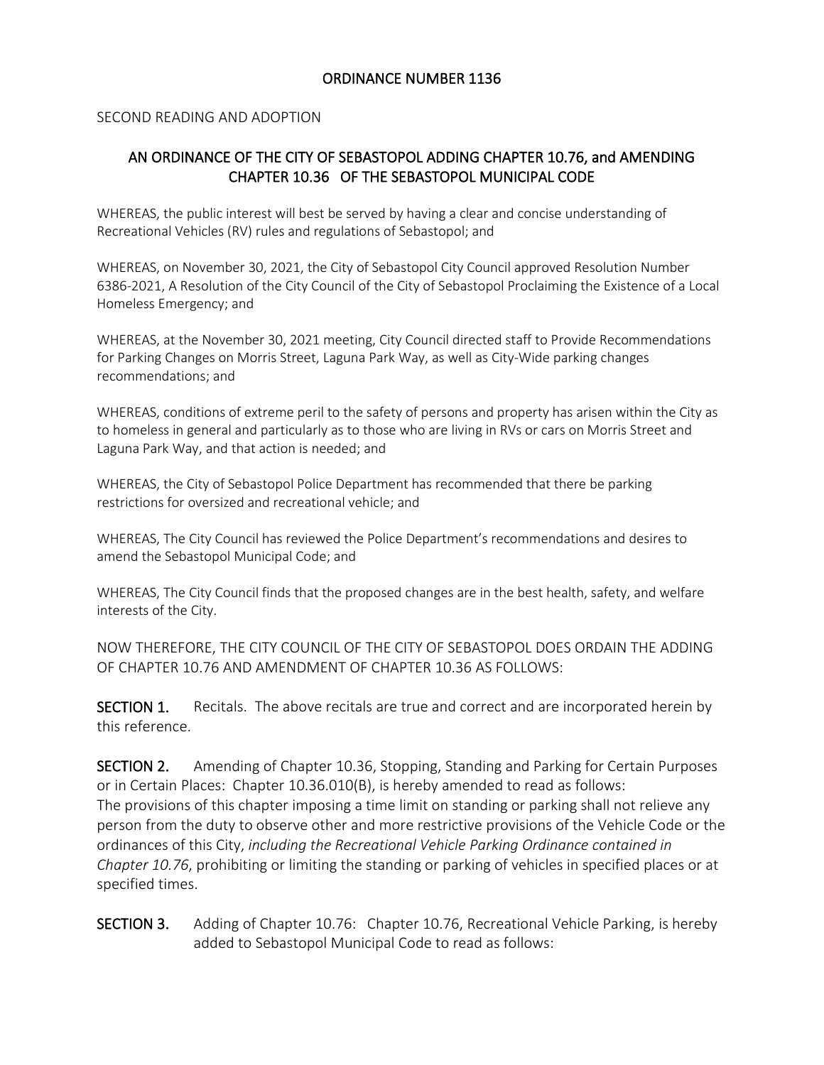# ORDINANCE NUMBER 1136

SECOND READING AND ADOPTION

## AN ORDINANCE OF THE CITY OF SEBASTOPOL ADDING CHAPTER 10.76, and AMENDING CHAPTER 10.36 OF THE SEBASTOPOL MUNICIPAL CODE

WHEREAS, the public interest will best be served by having a clear and concise understanding of Recreational Vehicles (RV) rules and regulations of Sebastopol; and

WHEREAS, on November 30, 2021, the City of Sebastopol City Council approved Resolution Number 6386-2021, A Resolution of the City Council of the City of Sebastopol Proclaiming the Existence of a Local Homeless Emergency; and

WHEREAS, at the November 30, 2021 meeting, City Council directed staff to Provide Recommendations for Parking Changes on Morris Street, Laguna Park Way, as well as City-Wide parking changes recommendations; and

WHEREAS, conditions of extreme peril to the safety of persons and property has arisen within the City as to homeless in general and particularly as to those who are living in RVs or cars on Morris Street and Laguna Park Way, and that action is needed; and

WHEREAS, the City of Sebastopol Police Department has recommended that there be parking restrictions for oversized and recreational vehicle; and

WHEREAS, The City Council has reviewed the Police Department's recommendations and desires to amend the Sebastopol Municipal Code; and

WHEREAS, The City Council finds that the proposed changes are in the best health, safety, and welfare interests of the City.

NOW THEREFORE, THE CITY COUNCIL OF THE CITY OF SEBASTOPOL DOES ORDAIN THE ADDING OF CHAPTER 10.76 AND AMENDMENT OF CHAPTER 10.36 AS FOLLOWS:

**SECTION 1.** Recitals. The above recitals are true and correct and are incorporated herein by this reference.

**SECTION 2.** Amending of Chapter 10.36, Stopping, Standing and Parking for Certain Purposes or in Certain Places: Chapter 10.36.010(B), is hereby amended to read as follows:
The provisions of this chapter imposing a time limit on standing or parking shall not relieve any person from the duty to observe other and more restrictive provisions of the Vehicle Code or the ordinances of this City, *including the Recreational Vehicle Parking Ordinance contained in Chapter 10.76*, prohibiting or limiting the standing or parking of vehicles in specified places or at specified times.

**SECTION 3.** Adding of Chapter 10.76: Chapter 10.76, Recreational Vehicle Parking, is hereby added to Sebastopol Municipal Code to read as follows: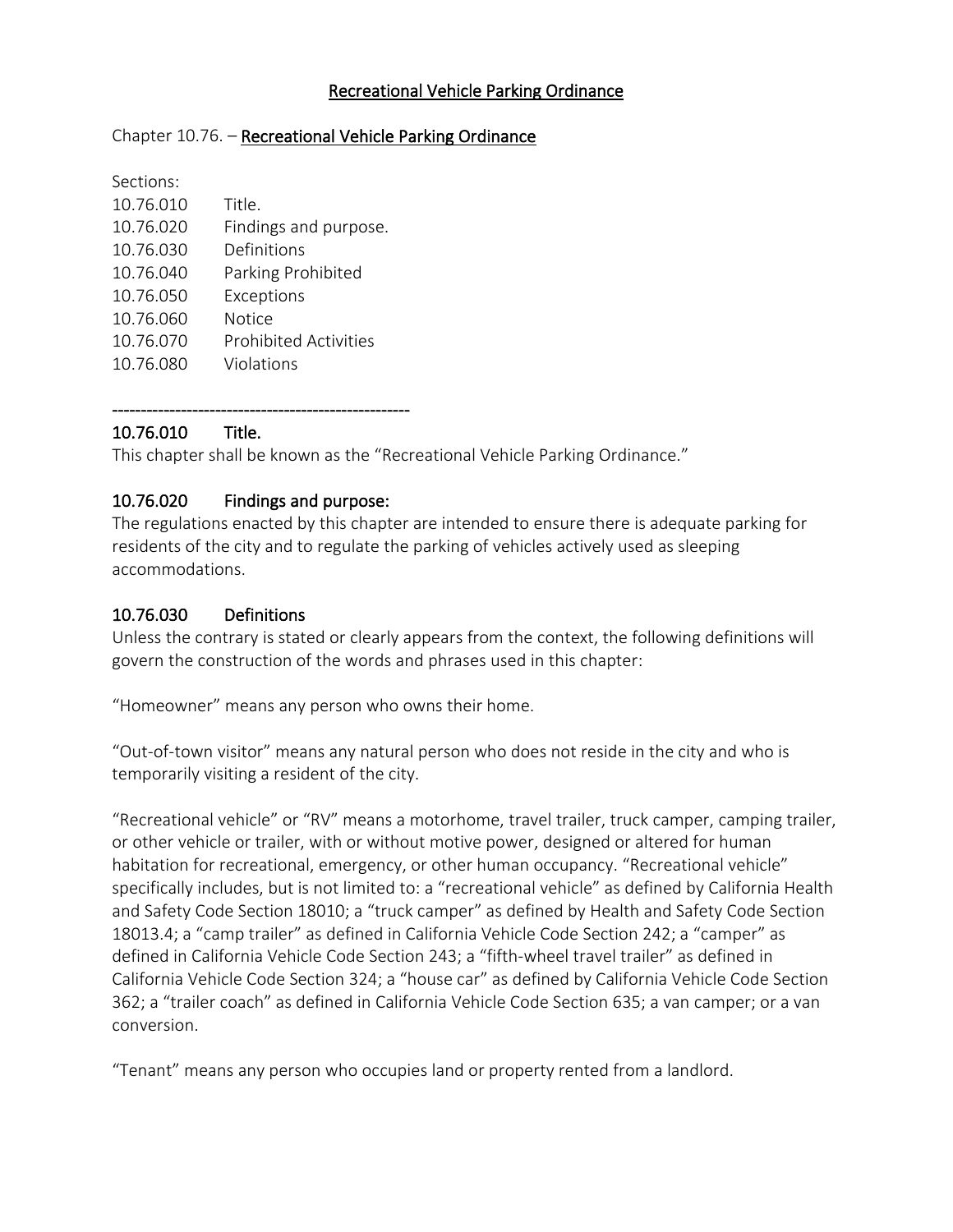# Recreational Vehicle Parking Ordinance

Chapter 10.76. – **Recreational Vehicle Parking Ordinance**

Sections:

| | |
|---|---|
| 10.76.010 | Title. |
| 10.76.020 | Findings and purpose. |
| 10.76.030 | Definitions |
| 10.76.040 | Parking Prohibited |
| 10.76.050 | Exceptions |
| 10.76.060 | Notice |
| 10.76.070 | Prohibited Activities |
| 10.76.080 | Violations |

-----------------------------------------------------

### 10.76.010 Title.

This chapter shall be known as the "Recreational Vehicle Parking Ordinance."

### 10.76.020 Findings and purpose:

The regulations enacted by this chapter are intended to ensure there is adequate parking for residents of the city and to regulate the parking of vehicles actively used as sleeping accommodations.

### 10.76.030 Definitions

Unless the contrary is stated or clearly appears from the context, the following definitions will govern the construction of the words and phrases used in this chapter:

"Homeowner" means any person who owns their home.

"Out-of-town visitor" means any natural person who does not reside in the city and who is temporarily visiting a resident of the city.

"Recreational vehicle" or "RV" means a motorhome, travel trailer, truck camper, camping trailer, or other vehicle or trailer, with or without motive power, designed or altered for human habitation for recreational, emergency, or other human occupancy. "Recreational vehicle" specifically includes, but is not limited to: a "recreational vehicle" as defined by California Health and Safety Code Section 18010; a "truck camper" as defined by Health and Safety Code Section 18013.4; a "camp trailer" as defined in California Vehicle Code Section 242; a "camper" as defined in California Vehicle Code Section 243; a "fifth-wheel travel trailer" as defined in California Vehicle Code Section 324; a "house car" as defined by California Vehicle Code Section 362; a "trailer coach" as defined in California Vehicle Code Section 635; a van camper; or a van conversion.

"Tenant" means any person who occupies land or property rented from a landlord.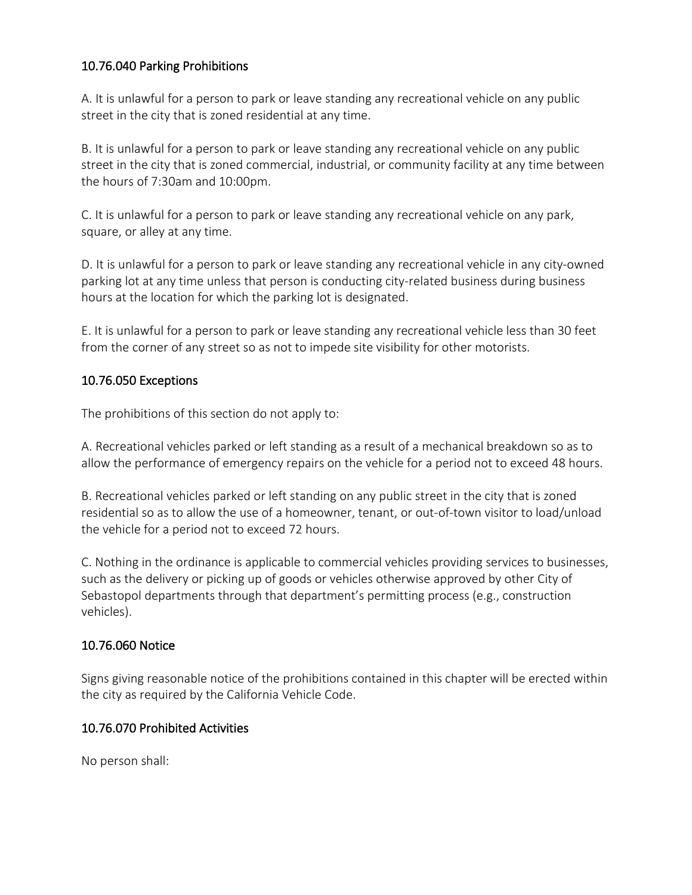## 10.76.040 Parking Prohibitions

A. It is unlawful for a person to park or leave standing any recreational vehicle on any public street in the city that is zoned residential at any time.

B. It is unlawful for a person to park or leave standing any recreational vehicle on any public street in the city that is zoned commercial, industrial, or community facility at any time between the hours of 7:30am and 10:00pm.

C. It is unlawful for a person to park or leave standing any recreational vehicle on any park, square, or alley at any time.

D. It is unlawful for a person to park or leave standing any recreational vehicle in any city-owned parking lot at any time unless that person is conducting city-related business during business hours at the location for which the parking lot is designated.

E. It is unlawful for a person to park or leave standing any recreational vehicle less than 30 feet from the corner of any street so as not to impede site visibility for other motorists.

## 10.76.050 Exceptions

The prohibitions of this section do not apply to:

A. Recreational vehicles parked or left standing as a result of a mechanical breakdown so as to allow the performance of emergency repairs on the vehicle for a period not to exceed 48 hours.

B. Recreational vehicles parked or left standing on any public street in the city that is zoned residential so as to allow the use of a homeowner, tenant, or out-of-town visitor to load/unload the vehicle for a period not to exceed 72 hours.

C. Nothing in the ordinance is applicable to commercial vehicles providing services to businesses, such as the delivery or picking up of goods or vehicles otherwise approved by other City of Sebastopol departments through that department's permitting process (e.g., construction vehicles).

## 10.76.060 Notice

Signs giving reasonable notice of the prohibitions contained in this chapter will be erected within the city as required by the California Vehicle Code.

## 10.76.070 Prohibited Activities

No person shall: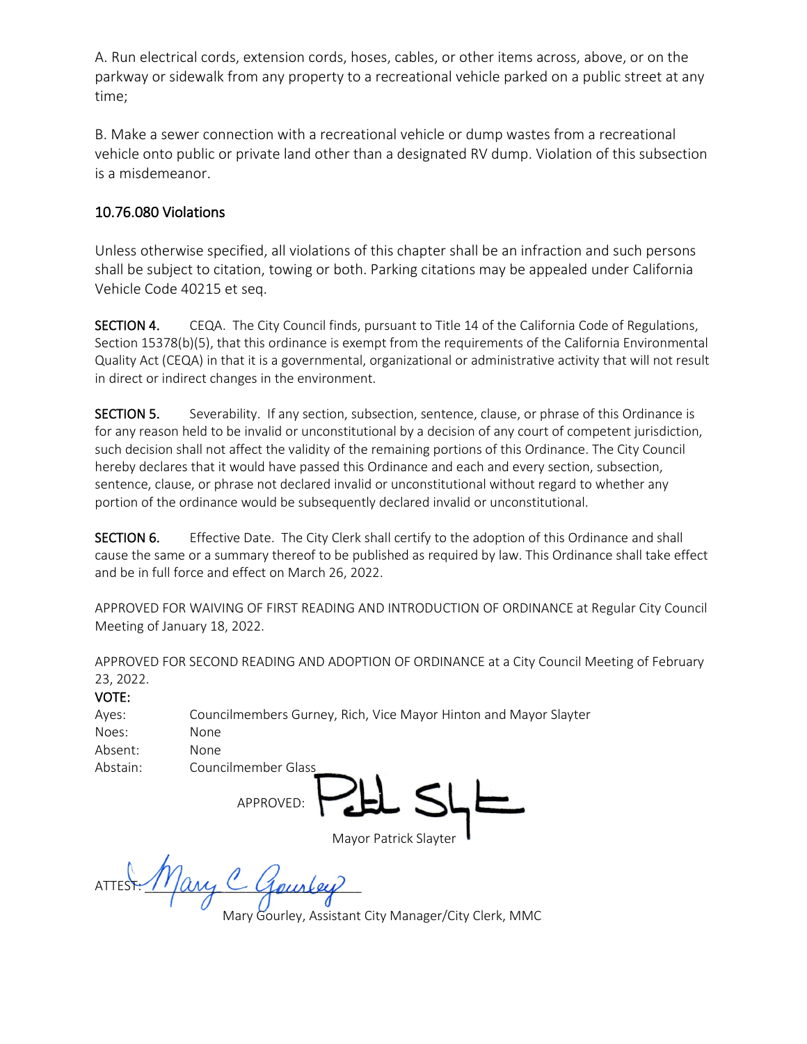A. Run electrical cords, extension cords, hoses, cables, or other items across, above, or on the parkway or sidewalk from any property to a recreational vehicle parked on a public street at any time;

B. Make a sewer connection with a recreational vehicle or dump wastes from a recreational vehicle onto public or private land other than a designated RV dump. Violation of this subsection is a misdemeanor.

### 10.76.080 Violations

Unless otherwise specified, all violations of this chapter shall be an infraction and such persons shall be subject to citation, towing or both. Parking citations may be appealed under California Vehicle Code 40215 et seq.

**SECTION 4.** CEQA. The City Council finds, pursuant to Title 14 of the California Code of Regulations, Section 15378(b)(5), that this ordinance is exempt from the requirements of the California Environmental Quality Act (CEQA) in that it is a governmental, organizational or administrative activity that will not result in direct or indirect changes in the environment.

**SECTION 5.** Severability. If any section, subsection, sentence, clause, or phrase of this Ordinance is for any reason held to be invalid or unconstitutional by a decision of any court of competent jurisdiction, such decision shall not affect the validity of the remaining portions of this Ordinance. The City Council hereby declares that it would have passed this Ordinance and each and every section, subsection, sentence, clause, or phrase not declared invalid or unconstitutional without regard to whether any portion of the ordinance would be subsequently declared invalid or unconstitutional.

**SECTION 6.** Effective Date. The City Clerk shall certify to the adoption of this Ordinance and shall cause the same or a summary thereof to be published as required by law. This Ordinance shall take effect and be in full force and effect on March 26, 2022.

APPROVED FOR WAIVING OF FIRST READING AND INTRODUCTION OF ORDINANCE at Regular City Council Meeting of January 18, 2022.

APPROVED FOR SECOND READING AND ADOPTION OF ORDINANCE at a City Council Meeting of February 23, 2022.

**VOTE:**

Ayes: Councilmembers Gurney, Rich, Vice Mayor Hinton and Mayor Slayter
Noes: None
Absent: None
Abstain: Councilmember Glass

APPROVED: ____________________
Mayor Patrick Slayter

ATTEST: ____________________
Mary Gourley, Assistant City Manager/City Clerk, MMC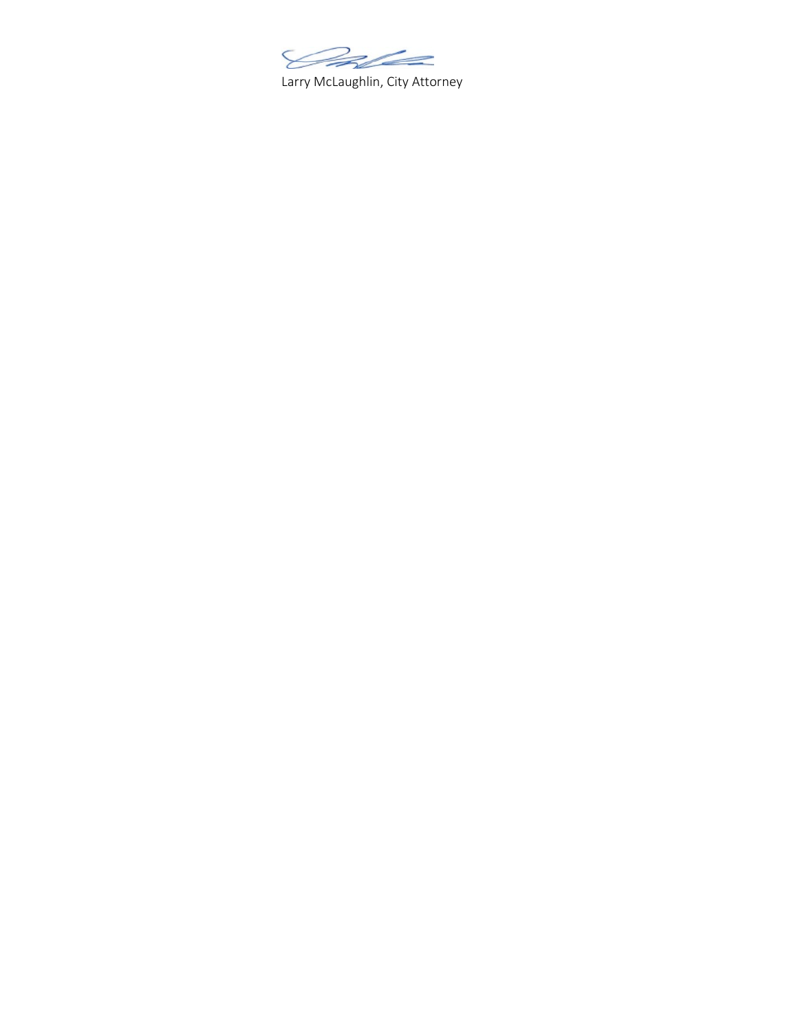Larry McLaughlin, City Attorney